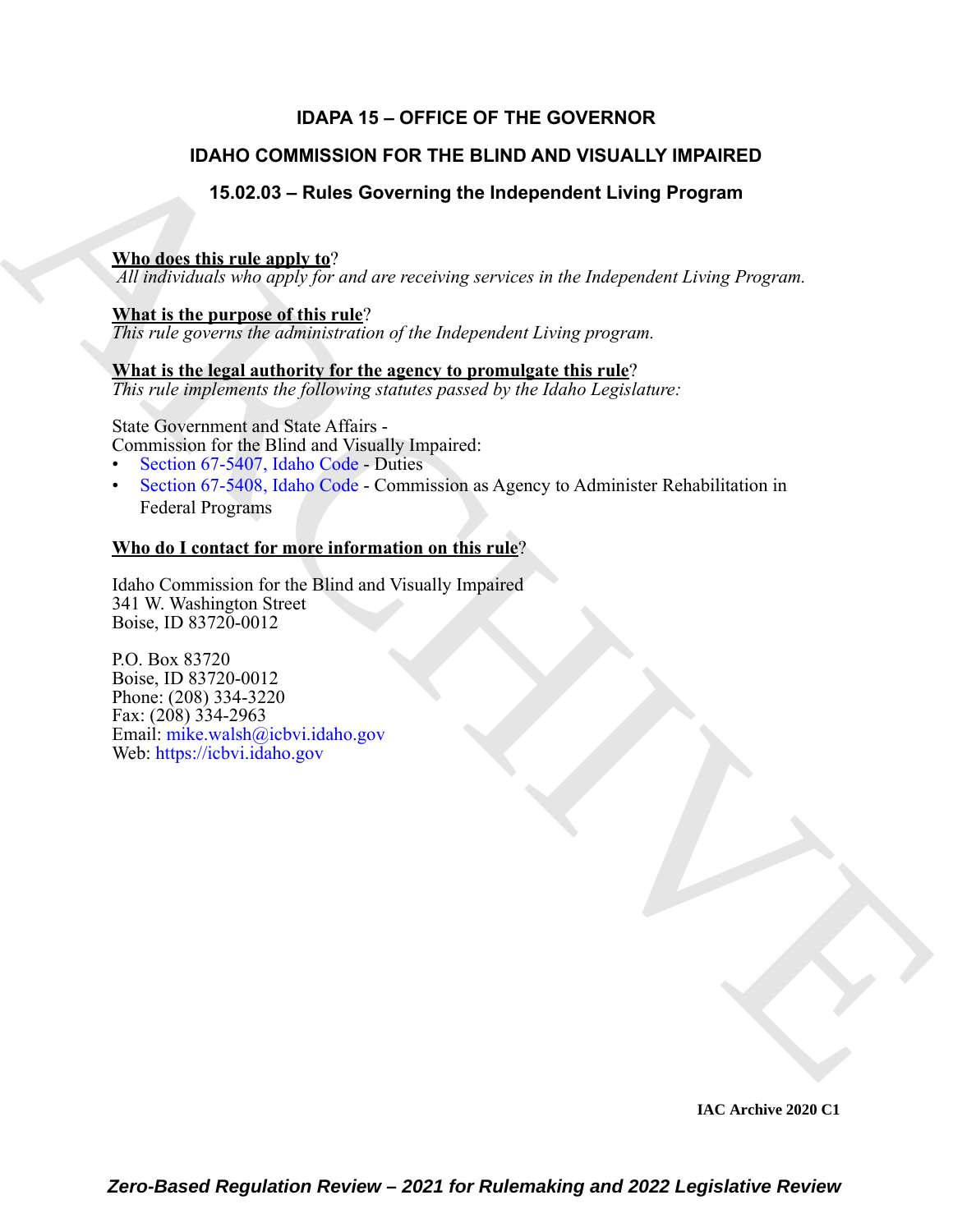# IDAPA 15 – OFFICE OF THE GOVERNOR

## IDAHO COMMISSION FOR THE BLIND AND VISUALLY IMPAIRED

## 15.02.03 – Rules Governing the Independent Living Program

**Who does this rule apply to**?
*All individuals who apply for and are receiving services in the Independent Living Program.*

**What is the purpose of this rule**?
*This rule governs the administration of the Independent Living program.*

**What is the legal authority for the agency to promulgate this rule**?
*This rule implements the following statutes passed by the Idaho Legislature:*

State Government and State Affairs -
Commission for the Blind and Visually Impaired:

- Section 67-5407, Idaho Code - Duties
- Section 67-5408, Idaho Code - Commission as Agency to Administer Rehabilitation in Federal Programs

**Who do I contact for more information on this rule**?

Idaho Commission for the Blind and Visually Impaired
341 W. Washington Street
Boise, ID 83720-0012

P.O. Box 83720
Boise, ID 83720-0012
Phone: (208) 334-3220
Fax: (208) 334-2963
Email: mike.walsh@icbvi.idaho.gov
Web: https://icbvi.idaho.gov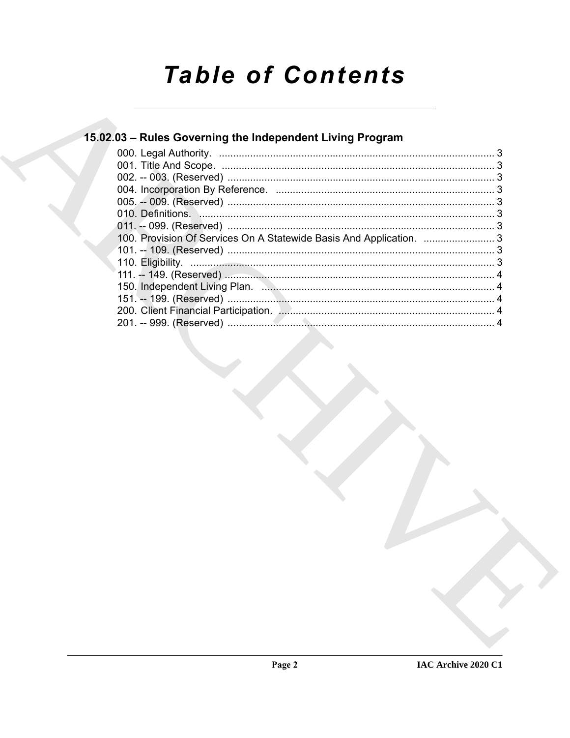# Table of Contents

## 15.02.03 – Rules Governing the Independent Living Program

000. Legal Authority. ................................................................................................ 3
001. Title And Scope. ................................................................................................ 3
002. -- 003. (Reserved) .............................................................................................. 3
004. Incorporation By Reference. ............................................................................. 3
005. -- 009. (Reserved) .............................................................................................. 3
010. Definitions. ....................................................................................................... 3
011. -- 099. (Reserved) .............................................................................................. 3
100. Provision Of Services On A Statewide Basis And Application. ......................... 3
101. -- 109. (Reserved) .............................................................................................. 3
110. Eligibility. .......................................................................................................... 3
111. -- 149. (Reserved) .............................................................................................. 4
150. Independent Living Plan. .................................................................................. 4
151. -- 199. (Reserved) .............................................................................................. 4
200. Client Financial Participation. ............................................................................ 4
201. -- 999. (Reserved) .............................................................................................. 4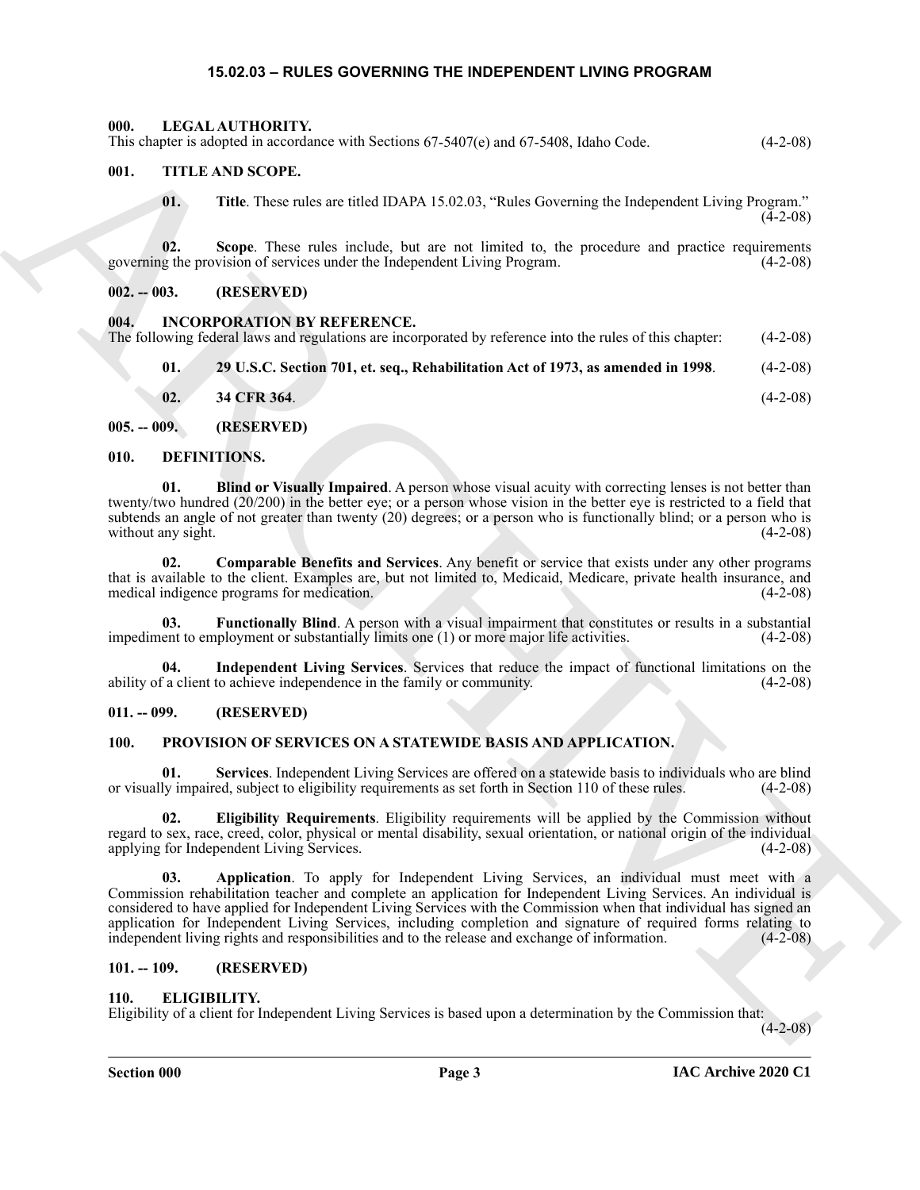# 15.02.03 – RULES GOVERNING THE INDEPENDENT LIVING PROGRAM

## 000. LEGAL AUTHORITY.

This chapter is adopted in accordance with Sections 67-5407(e) and 67-5408, Idaho Code. (4-2-08)

## 001. TITLE AND SCOPE.

**01. Title**. These rules are titled IDAPA 15.02.03, "Rules Governing the Independent Living Program." (4-2-08)

**02. Scope**. These rules include, but are not limited to, the procedure and practice requirements governing the provision of services under the Independent Living Program. (4-2-08)

## 002. -- 003. (RESERVED)

## 004. INCORPORATION BY REFERENCE.

The following federal laws and regulations are incorporated by reference into the rules of this chapter: (4-2-08)

**01. 29 U.S.C. Section 701, et. seq., Rehabilitation Act of 1973, as amended in 1998**. (4-2-08)

**02. 34 CFR 364**. (4-2-08)

## 005. -- 009. (RESERVED)

## 010. DEFINITIONS.

**01. Blind or Visually Impaired**. A person whose visual acuity with correcting lenses is not better than twenty/two hundred (20/200) in the better eye; or a person whose vision in the better eye is restricted to a field that subtends an angle of not greater than twenty (20) degrees; or a person who is functionally blind; or a person who is without any sight. (4-2-08)

**02. Comparable Benefits and Services**. Any benefit or service that exists under any other programs that is available to the client. Examples are, but not limited to, Medicaid, Medicare, private health insurance, and medical indigence programs for medication. (4-2-08)

**03. Functionally Blind**. A person with a visual impairment that constitutes or results in a substantial impediment to employment or substantially limits one (1) or more major life activities. (4-2-08)

**04. Independent Living Services**. Services that reduce the impact of functional limitations on the ability of a client to achieve independence in the family or community. (4-2-08)

## 011. -- 099. (RESERVED)

## 100. PROVISION OF SERVICES ON A STATEWIDE BASIS AND APPLICATION.

**01. Services**. Independent Living Services are offered on a statewide basis to individuals who are blind or visually impaired, subject to eligibility requirements as set forth in Section 110 of these rules. (4-2-08)

**02. Eligibility Requirements**. Eligibility requirements will be applied by the Commission without regard to sex, race, creed, color, physical or mental disability, sexual orientation, or national origin of the individual applying for Independent Living Services. (4-2-08)

**03. Application**. To apply for Independent Living Services, an individual must meet with a Commission rehabilitation teacher and complete an application for Independent Living Services. An individual is considered to have applied for Independent Living Services with the Commission when that individual has signed an application for Independent Living Services, including completion and signature of required forms relating to independent living rights and responsibilities and to the release and exchange of information. (4-2-08)

## 101. -- 109. (RESERVED)

## 110. ELIGIBILITY.

Eligibility of a client for Independent Living Services is based upon a determination by the Commission that: (4-2-08)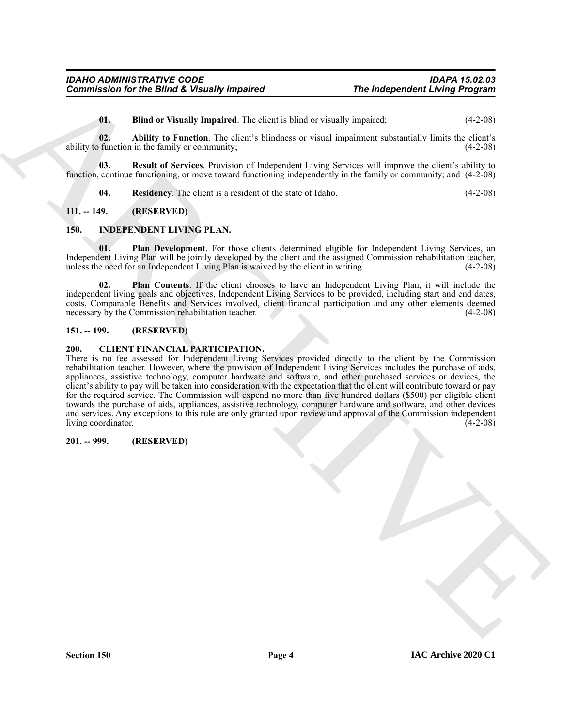**01. Blind or Visually Impaired**. The client is blind or visually impaired; (4-2-08)

**02. Ability to Function**. The client's blindness or visual impairment substantially limits the client's ability to function in the family or community; (4-2-08)

**03. Result of Services**. Provision of Independent Living Services will improve the client's ability to function, continue functioning, or move toward functioning independently in the family or community; and (4-2-08)

**04. Residency**. The client is a resident of the state of Idaho. (4-2-08)

## 111. -- 149. (RESERVED)

## 150. INDEPENDENT LIVING PLAN.

**01. Plan Development**. For those clients determined eligible for Independent Living Services, an Independent Living Plan will be jointly developed by the client and the assigned Commission rehabilitation teacher, unless the need for an Independent Living Plan is waived by the client in writing. (4-2-08)

**02. Plan Contents**. If the client chooses to have an Independent Living Plan, it will include the independent living goals and objectives, Independent Living Services to be provided, including start and end dates, costs, Comparable Benefits and Services involved, client financial participation and any other elements deemed necessary by the Commission rehabilitation teacher. (4-2-08)

## 151. -- 199. (RESERVED)

## 200. CLIENT FINANCIAL PARTICIPATION.

There is no fee assessed for Independent Living Services provided directly to the client by the Commission rehabilitation teacher. However, where the provision of Independent Living Services includes the purchase of aids, appliances, assistive technology, computer hardware and software, and other purchased services or devices, the client's ability to pay will be taken into consideration with the expectation that the client will contribute toward or pay for the required service. The Commission will expend no more than five hundred dollars ($500) per eligible client towards the purchase of aids, appliances, assistive technology, computer hardware and software, and other devices and services. Any exceptions to this rule are only granted upon review and approval of the Commission independent living coordinator. (4-2-08)

## 201. -- 999. (RESERVED)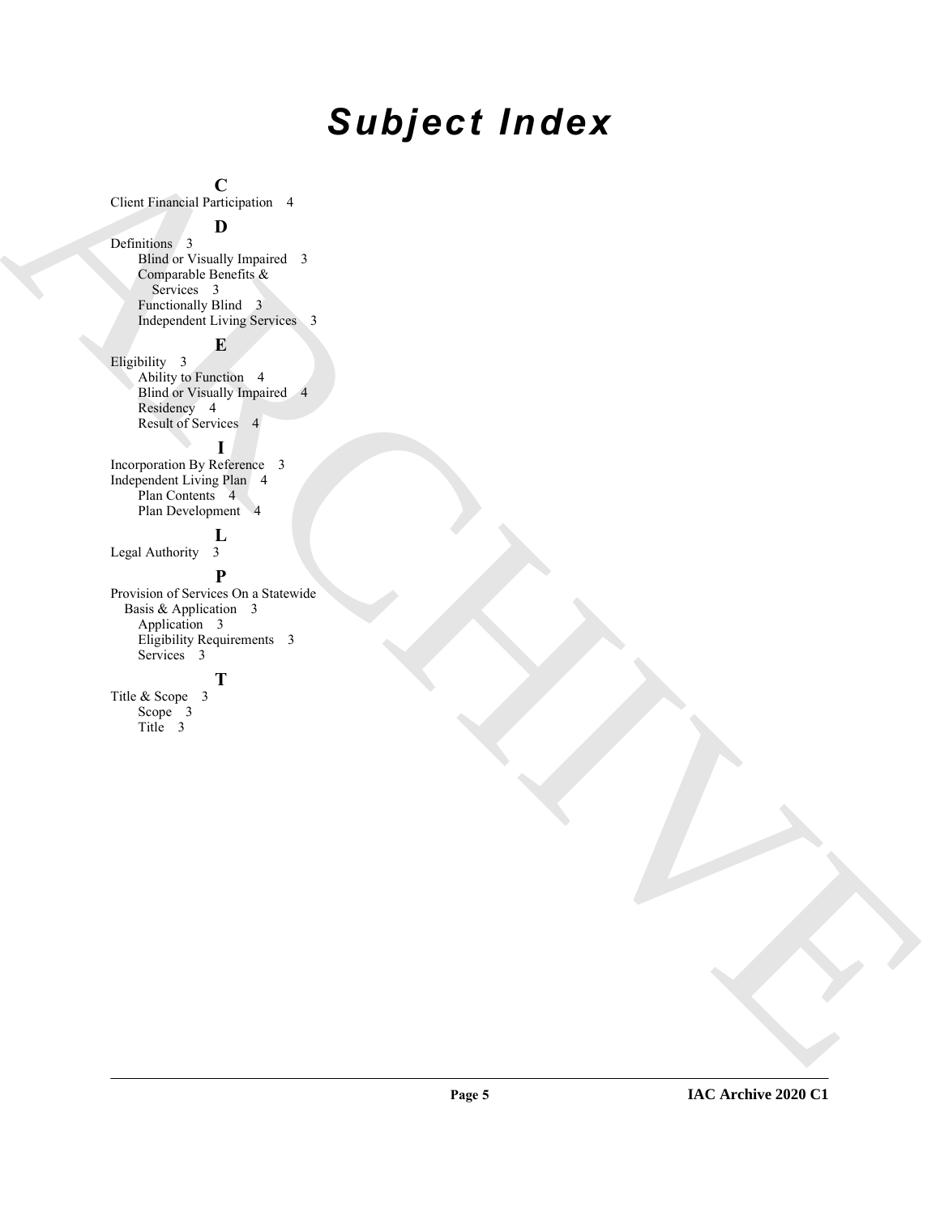# *Subject Index*

**C**

Client Financial Participation 4

**D**

Definitions 3
- Blind or Visually Impaired 3
- Comparable Benefits & Services 3
- Functionally Blind 3
- Independent Living Services 3

**E**

Eligibility 3
- Ability to Function 4
- Blind or Visually Impaired 4
- Residency 4
- Result of Services 4

**I**

Incorporation By Reference 3

Independent Living Plan 4
- Plan Contents 4
- Plan Development 4

**L**

Legal Authority 3

**P**

Provision of Services On a Statewide Basis & Application 3
- Application 3
- Eligibility Requirements 3
- Services 3

**T**

Title & Scope 3
- Scope 3
- Title 3